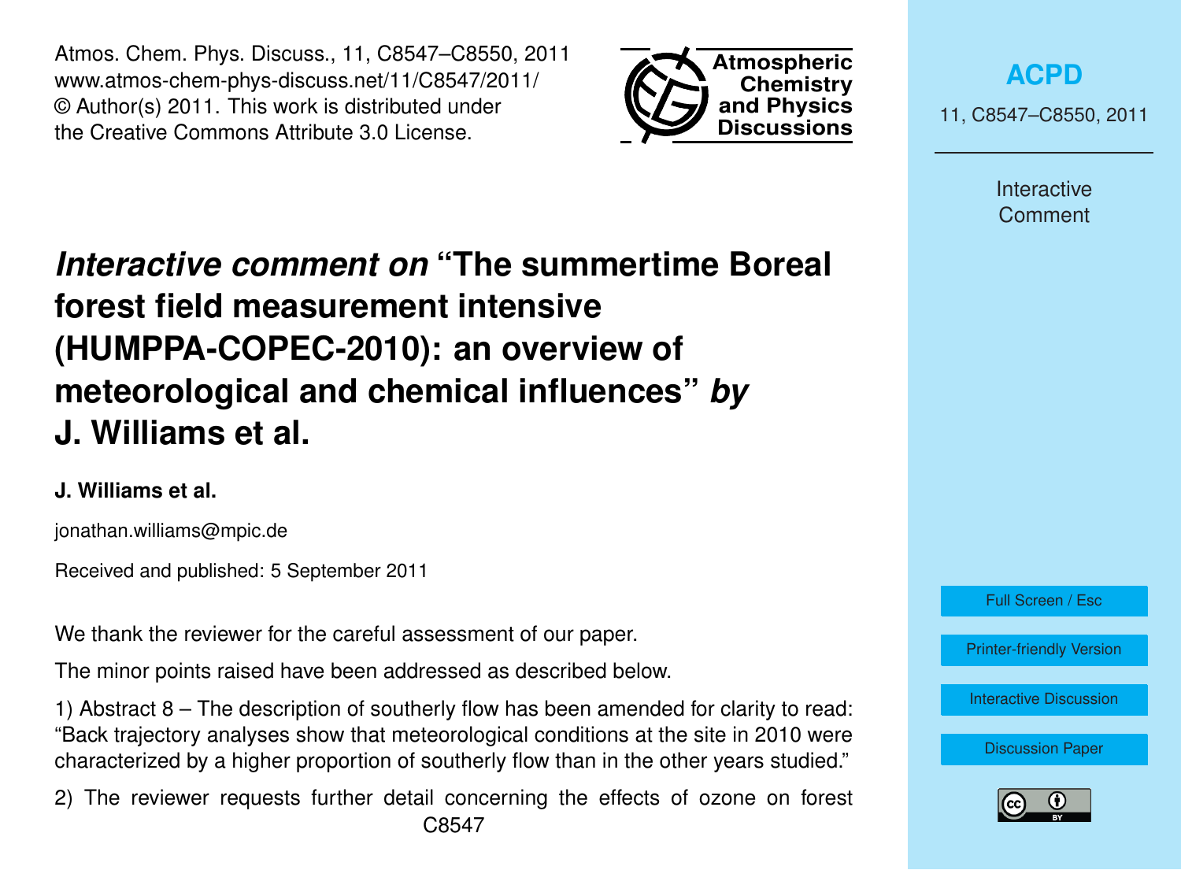# *Interactive comment on* "The summertime Boreal forest field measurement intensive (HUMPPA-COPEC-2010): an overview of meteorological and chemical influences" *by* J. Williams et al.

**J. Williams et al.**

jonathan.williams@mpic.de

Received and published: 5 September 2011

We thank the reviewer for the careful assessment of our paper.

The minor points raised have been addressed as described below.

1) Abstract 8 – The description of southerly flow has been amended for clarity to read: "Back trajectory analyses show that meteorological conditions at the site in 2010 were characterized by a higher proportion of southerly flow than in the other years studied."

2) The reviewer requests further detail concerning the effects of ozone on forest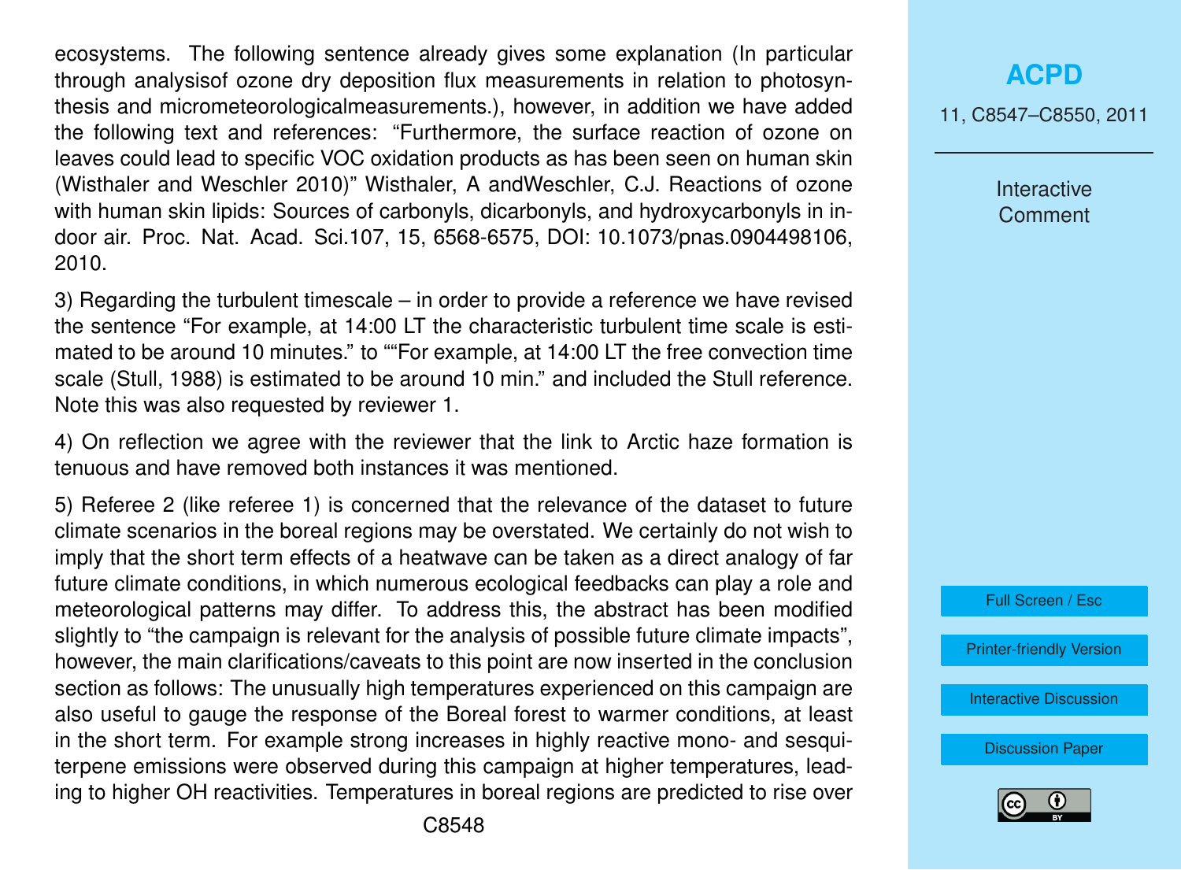ecosystems. The following sentence already gives some explanation (In particular through analysisof ozone dry deposition flux measurements in relation to photosynthesis and micrometeorologicalmeasurements.), however, in addition we have added the following text and references: "Furthermore, the surface reaction of ozone on leaves could lead to specific VOC oxidation products as has been seen on human skin (Wisthaler and Weschler 2010)" Wisthaler, A andWeschler, C.J. Reactions of ozone with human skin lipids: Sources of carbonyls, dicarbonyls, and hydroxycarbonyls in indoor air. Proc. Nat. Acad. Sci.107, 15, 6568-6575, DOI: 10.1073/pnas.0904498106, 2010.

3) Regarding the turbulent timescale – in order to provide a reference we have revised the sentence "For example, at 14:00 LT the characteristic turbulent time scale is estimated to be around 10 minutes." to ""For example, at 14:00 LT the free convection time scale (Stull, 1988) is estimated to be around 10 min." and included the Stull reference. Note this was also requested by reviewer 1.

4) On reflection we agree with the reviewer that the link to Arctic haze formation is tenuous and have removed both instances it was mentioned.

5) Referee 2 (like referee 1) is concerned that the relevance of the dataset to future climate scenarios in the boreal regions may be overstated. We certainly do not wish to imply that the short term effects of a heatwave can be taken as a direct analogy of far future climate conditions, in which numerous ecological feedbacks can play a role and meteorological patterns may differ. To address this, the abstract has been modified slightly to "the campaign is relevant for the analysis of possible future climate impacts", however, the main clarifications/caveats to this point are now inserted in the conclusion section as follows: The unusually high temperatures experienced on this campaign are also useful to gauge the response of the Boreal forest to warmer conditions, at least in the short term. For example strong increases in highly reactive mono- and sesquiterpene emissions were observed during this campaign at higher temperatures, leading to higher OH reactivities. Temperatures in boreal regions are predicted to rise over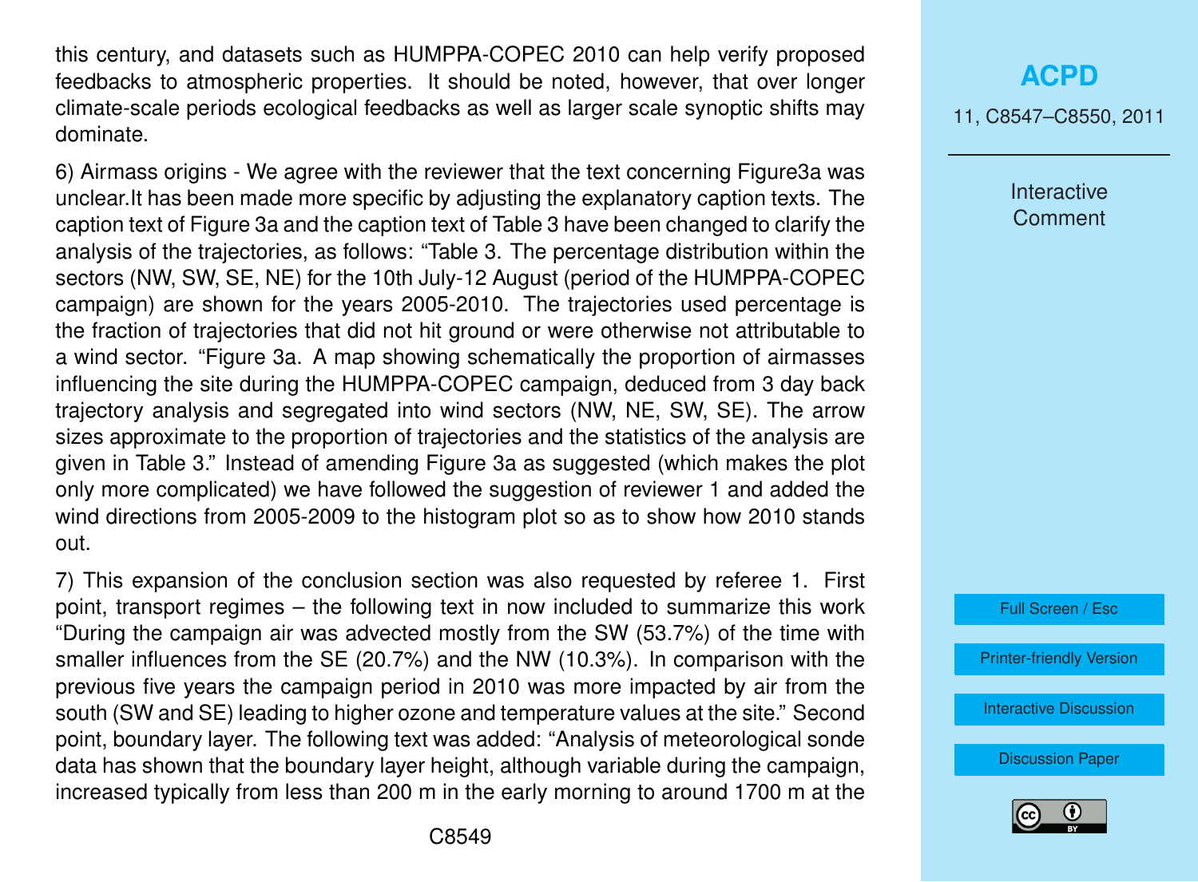this century, and datasets such as HUMPPA-COPEC 2010 can help verify proposed feedbacks to atmospheric properties. It should be noted, however, that over longer climate-scale periods ecological feedbacks as well as larger scale synoptic shifts may dominate.

6) Airmass origins - We agree with the reviewer that the text concerning Figure3a was unclear.It has been made more specific by adjusting the explanatory caption texts. The caption text of Figure 3a and the caption text of Table 3 have been changed to clarify the analysis of the trajectories, as follows: "Table 3. The percentage distribution within the sectors (NW, SW, SE, NE) for the 10th July-12 August (period of the HUMPPA-COPEC campaign) are shown for the years 2005-2010. The trajectories used percentage is the fraction of trajectories that did not hit ground or were otherwise not attributable to a wind sector. "Figure 3a. A map showing schematically the proportion of airmasses influencing the site during the HUMPPA-COPEC campaign, deduced from 3 day back trajectory analysis and segregated into wind sectors (NW, NE, SW, SE). The arrow sizes approximate to the proportion of trajectories and the statistics of the analysis are given in Table 3." Instead of amending Figure 3a as suggested (which makes the plot only more complicated) we have followed the suggestion of reviewer 1 and added the wind directions from 2005-2009 to the histogram plot so as to show how 2010 stands out.

7) This expansion of the conclusion section was also requested by referee 1. First point, transport regimes – the following text in now included to summarize this work "During the campaign air was advected mostly from the SW (53.7%) of the time with smaller influences from the SE (20.7%) and the NW (10.3%). In comparison with the previous five years the campaign period in 2010 was more impacted by air from the south (SW and SE) leading to higher ozone and temperature values at the site." Second point, boundary layer. The following text was added: "Analysis of meteorological sonde data has shown that the boundary layer height, although variable during the campaign, increased typically from less than 200 m in the early morning to around 1700 m at the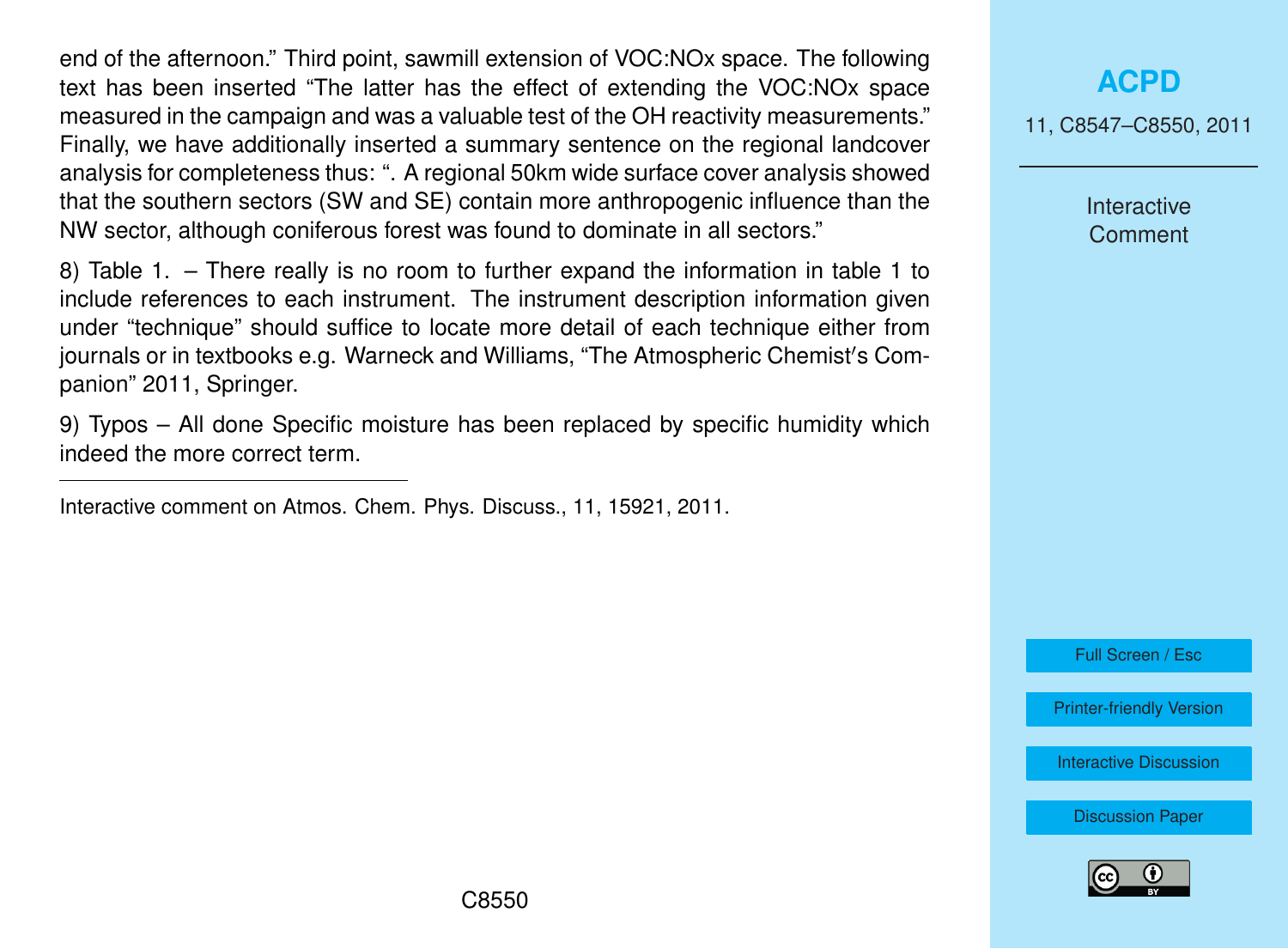end of the afternoon." Third point, sawmill extension of VOC:NOx space. The following text has been inserted "The latter has the effect of extending the VOC:NOx space measured in the campaign and was a valuable test of the OH reactivity measurements." Finally, we have additionally inserted a summary sentence on the regional landcover analysis for completeness thus: ". A regional 50km wide surface cover analysis showed that the southern sectors (SW and SE) contain more anthropogenic influence than the NW sector, although coniferous forest was found to dominate in all sectors."

8) Table 1. – There really is no room to further expand the information in table 1 to include references to each instrument. The instrument description information given under "technique" should suffice to locate more detail of each technique either from journals or in textbooks e.g. Warneck and Williams, "The Atmospheric Chemist's Companion" 2011, Springer.

9) Typos – All done Specific moisture has been replaced by specific humidity which indeed the more correct term.

Interactive comment on Atmos. Chem. Phys. Discuss., 11, 15921, 2011.